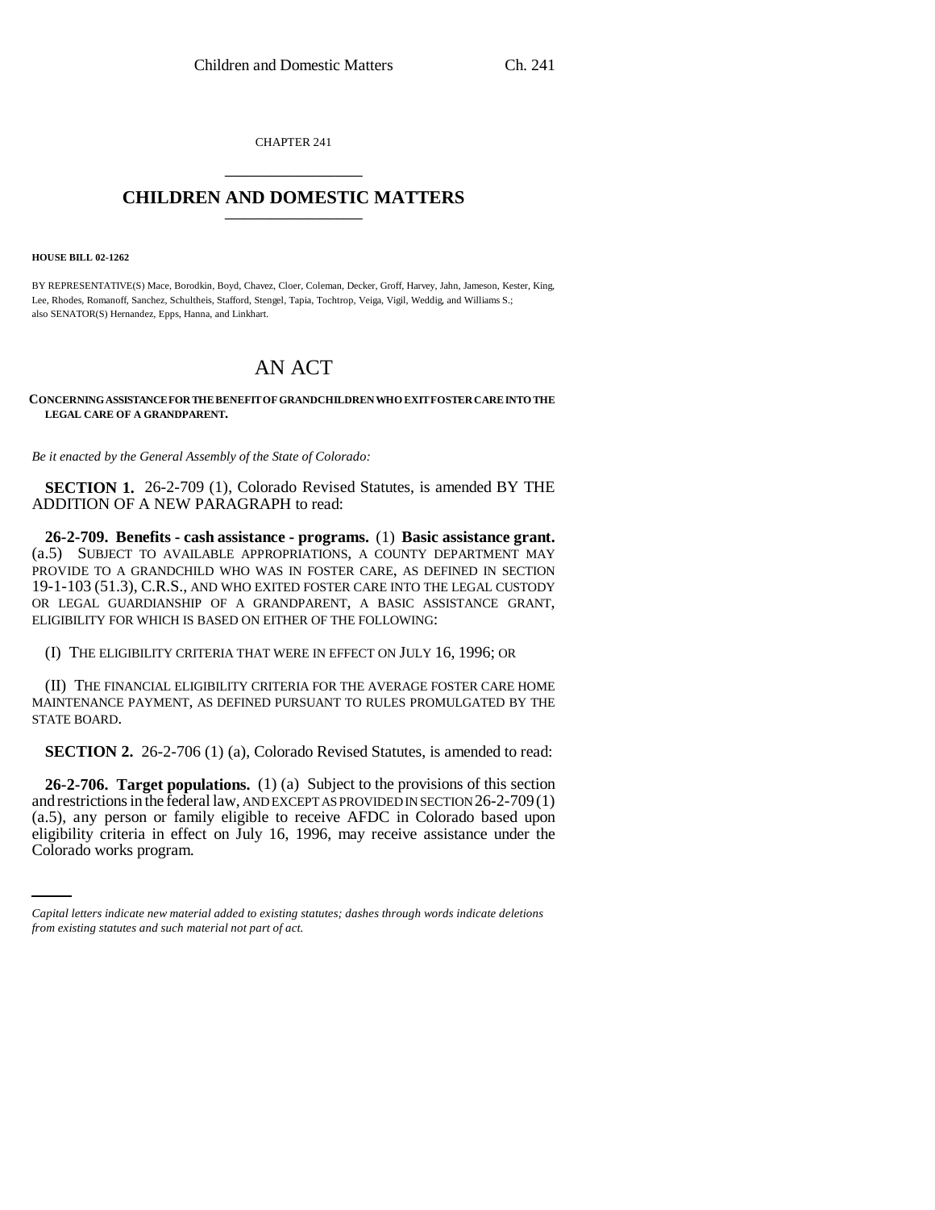CHAPTER 241

# CHILDREN AND DOMESTIC MATTERS

**HOUSE BILL 02-1262**

BY REPRESENTATIVE(S) Mace, Borodkin, Boyd, Chavez, Cloer, Coleman, Decker, Groff, Harvey, Jahn, Jameson, Kester, King, Lee, Rhodes, Romanoff, Sanchez, Schultheis, Stafford, Stengel, Tapia, Tochtrop, Veiga, Vigil, Weddig, and Williams S.; also SENATOR(S) Hernandez, Epps, Hanna, and Linkhart.

# AN ACT

**CONCERNING ASSISTANCE FOR THE BENEFIT OF GRANDCHILDREN WHO EXIT FOSTER CARE INTO THE LEGAL CARE OF A GRANDPARENT.**

*Be it enacted by the General Assembly of the State of Colorado:*

**SECTION 1.** 26-2-709 (1), Colorado Revised Statutes, is amended BY THE ADDITION OF A NEW PARAGRAPH to read:

**26-2-709. Benefits - cash assistance - programs.** (1) **Basic assistance grant.** (a.5) SUBJECT TO AVAILABLE APPROPRIATIONS, A COUNTY DEPARTMENT MAY PROVIDE TO A GRANDCHILD WHO WAS IN FOSTER CARE, AS DEFINED IN SECTION 19-1-103 (51.3), C.R.S., AND WHO EXITED FOSTER CARE INTO THE LEGAL CUSTODY OR LEGAL GUARDIANSHIP OF A GRANDPARENT, A BASIC ASSISTANCE GRANT, ELIGIBILITY FOR WHICH IS BASED ON EITHER OF THE FOLLOWING:

(I) THE ELIGIBILITY CRITERIA THAT WERE IN EFFECT ON JULY 16, 1996; OR

(II) THE FINANCIAL ELIGIBILITY CRITERIA FOR THE AVERAGE FOSTER CARE HOME MAINTENANCE PAYMENT, AS DEFINED PURSUANT TO RULES PROMULGATED BY THE STATE BOARD.

**SECTION 2.** 26-2-706 (1) (a), Colorado Revised Statutes, is amended to read:

**26-2-706. Target populations.** (1) (a) Subject to the provisions of this section and restrictions in the federal law, AND EXCEPT AS PROVIDED IN SECTION 26-2-709 (1) (a.5), any person or family eligible to receive AFDC in Colorado based upon eligibility criteria in effect on July 16, 1996, may receive assistance under the Colorado works program.

*Capital letters indicate new material added to existing statutes; dashes through words indicate deletions from existing statutes and such material not part of act.*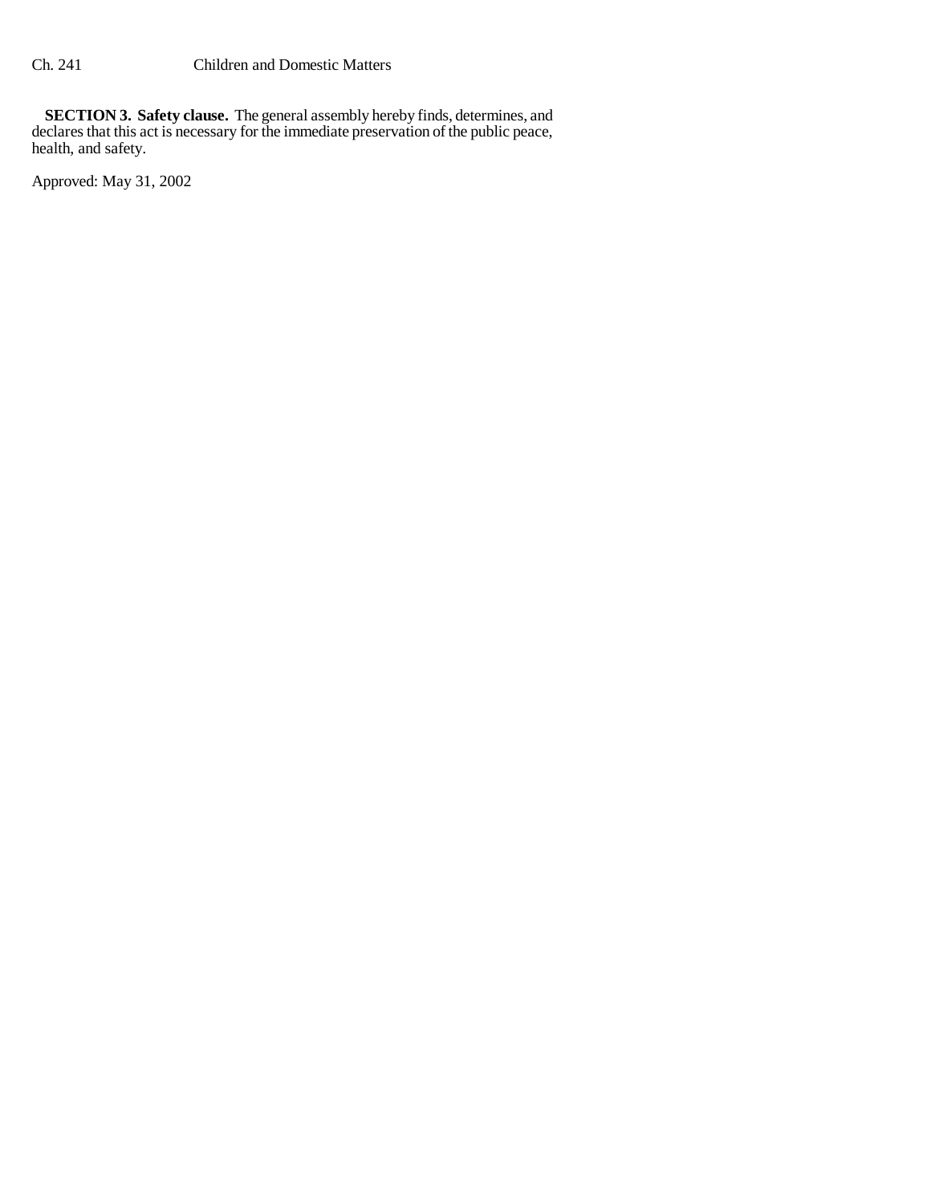**SECTION 3. Safety clause.** The general assembly hereby finds, determines, and declares that this act is necessary for the immediate preservation of the public peace, health, and safety.

Approved: May 31, 2002